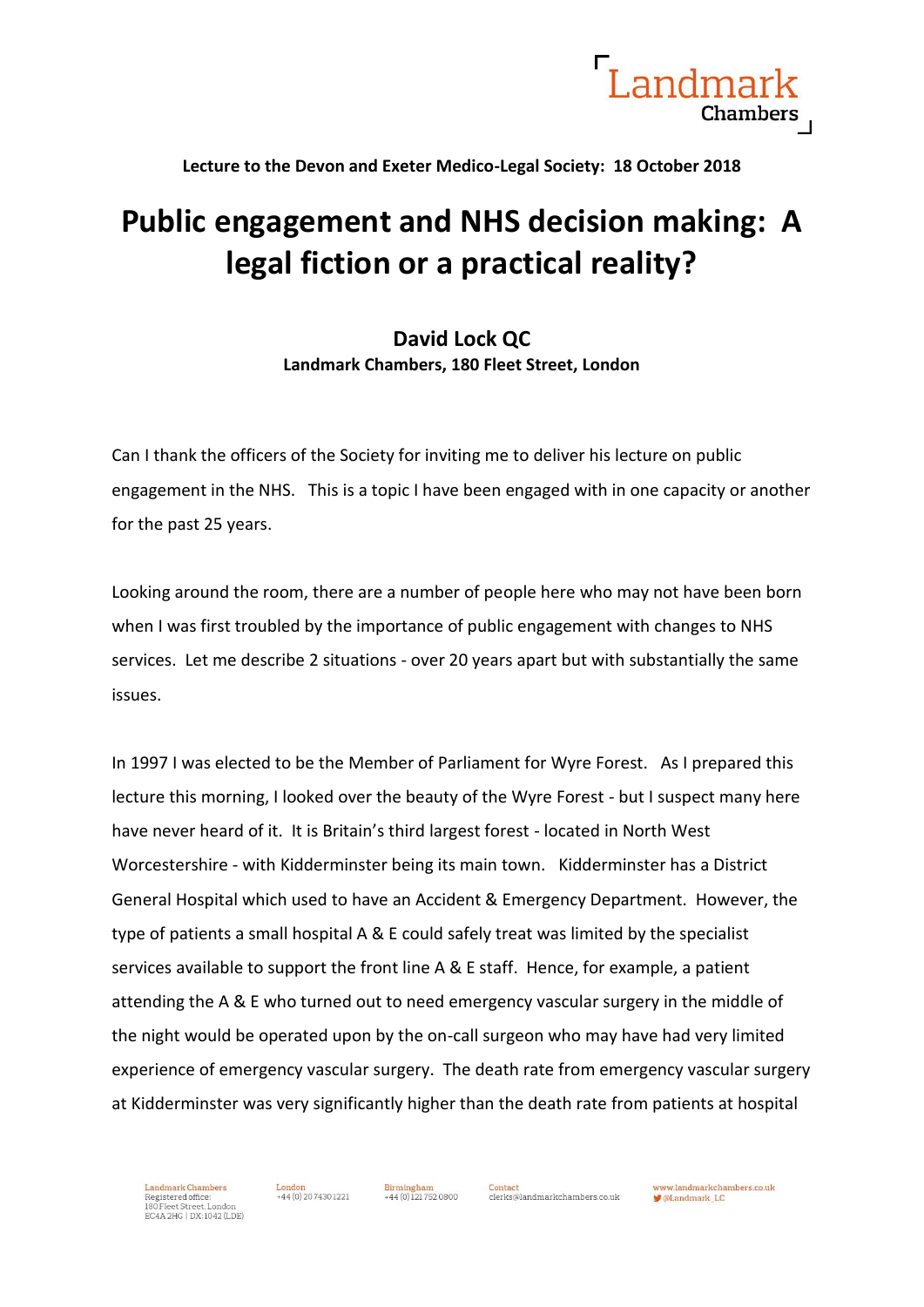Lecture to the Devon and Exeter Medico-Legal Society: 18 October 2018

# Public engagement and NHS decision making: A legal fiction or a practical reality?

**David Lock QC**
**Landmark Chambers, 180 Fleet Street, London**

Can I thank the officers of the Society for inviting me to deliver his lecture on public engagement in the NHS. This is a topic I have been engaged with in one capacity or another for the past 25 years.

Looking around the room, there are a number of people here who may not have been born when I was first troubled by the importance of public engagement with changes to NHS services. Let me describe 2 situations - over 20 years apart but with substantially the same issues.

In 1997 I was elected to be the Member of Parliament for Wyre Forest. As I prepared this lecture this morning, I looked over the beauty of the Wyre Forest - but I suspect many here have never heard of it. It is Britain's third largest forest - located in North West Worcestershire - with Kidderminster being its main town. Kidderminster has a District General Hospital which used to have an Accident & Emergency Department. However, the type of patients a small hospital A & E could safely treat was limited by the specialist services available to support the front line A & E staff. Hence, for example, a patient attending the A & E who turned out to need emergency vascular surgery in the middle of the night would be operated upon by the on-call surgeon who may have had very limited experience of emergency vascular surgery. The death rate from emergency vascular surgery at Kidderminster was very significantly higher than the death rate from patients at hospital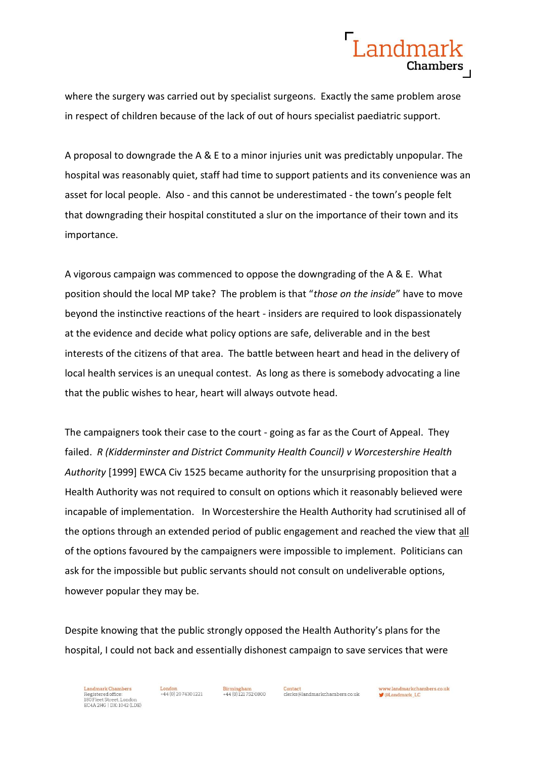where the surgery was carried out by specialist surgeons. Exactly the same problem arose in respect of children because of the lack of out of hours specialist paediatric support.

A proposal to downgrade the A & E to a minor injuries unit was predictably unpopular. The hospital was reasonably quiet, staff had time to support patients and its convenience was an asset for local people. Also - and this cannot be underestimated - the town's people felt that downgrading their hospital constituted a slur on the importance of their town and its importance.

A vigorous campaign was commenced to oppose the downgrading of the A & E. What position should the local MP take? The problem is that "*those on the inside*" have to move beyond the instinctive reactions of the heart - insiders are required to look dispassionately at the evidence and decide what policy options are safe, deliverable and in the best interests of the citizens of that area. The battle between heart and head in the delivery of local health services is an unequal contest. As long as there is somebody advocating a line that the public wishes to hear, heart will always outvote head.

The campaigners took their case to the court - going as far as the Court of Appeal. They failed. *R (Kidderminster and District Community Health Council) v Worcestershire Health Authority* [1999] EWCA Civ 1525 became authority for the unsurprising proposition that a Health Authority was not required to consult on options which it reasonably believed were incapable of implementation. In Worcestershire the Health Authority had scrutinised all of the options through an extended period of public engagement and reached the view that <u>all</u> of the options favoured by the campaigners were impossible to implement. Politicians can ask for the impossible but public servants should not consult on undeliverable options, however popular they may be.

Despite knowing that the public strongly opposed the Health Authority's plans for the hospital, I could not back and essentially dishonest campaign to save services that were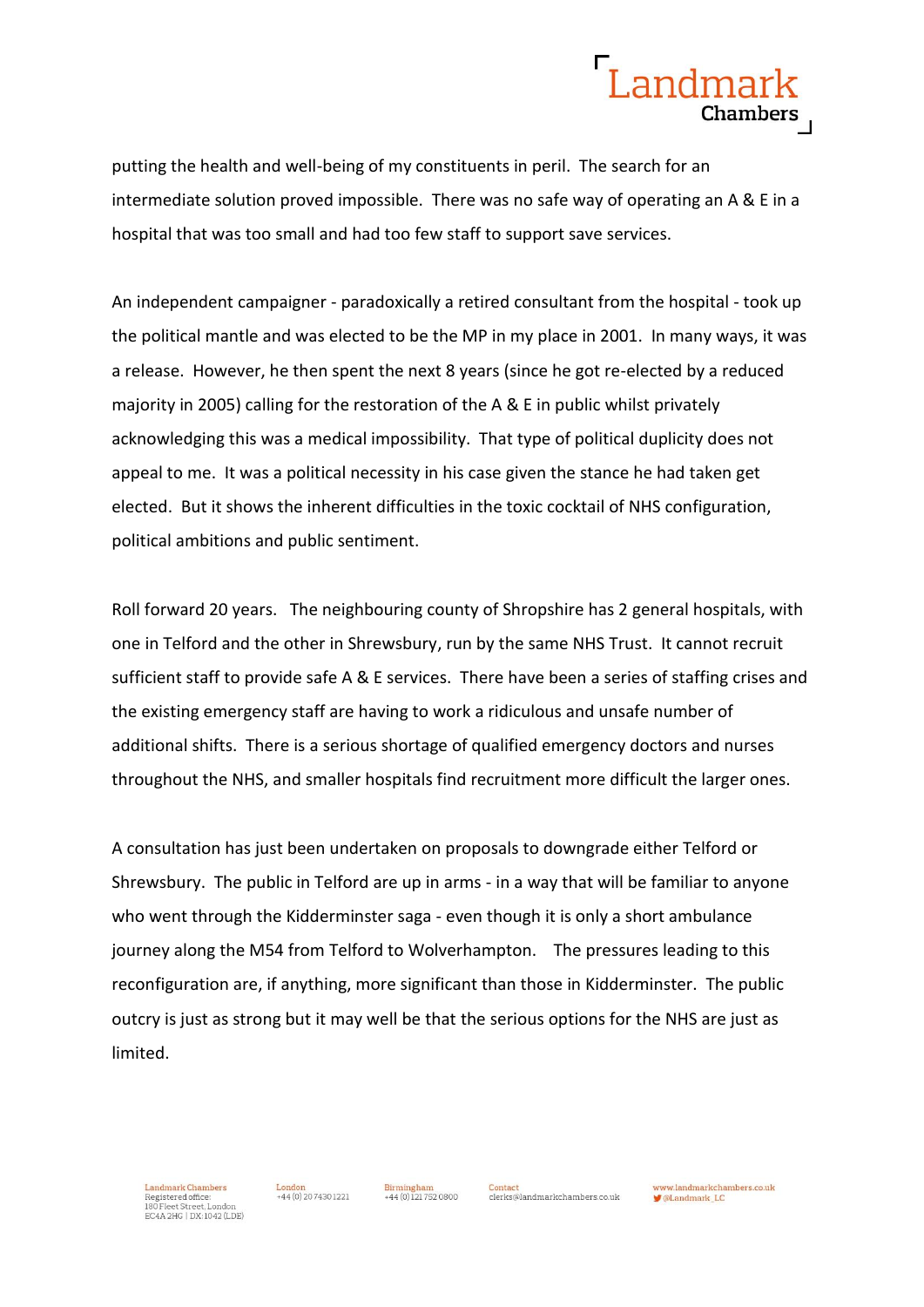putting the health and well-being of my constituents in peril. The search for an intermediate solution proved impossible. There was no safe way of operating an A & E in a hospital that was too small and had too few staff to support save services.

An independent campaigner - paradoxically a retired consultant from the hospital - took up the political mantle and was elected to be the MP in my place in 2001. In many ways, it was a release. However, he then spent the next 8 years (since he got re-elected by a reduced majority in 2005) calling for the restoration of the A & E in public whilst privately acknowledging this was a medical impossibility. That type of political duplicity does not appeal to me. It was a political necessity in his case given the stance he had taken get elected. But it shows the inherent difficulties in the toxic cocktail of NHS configuration, political ambitions and public sentiment.

Roll forward 20 years. The neighbouring county of Shropshire has 2 general hospitals, with one in Telford and the other in Shrewsbury, run by the same NHS Trust. It cannot recruit sufficient staff to provide safe A & E services. There have been a series of staffing crises and the existing emergency staff are having to work a ridiculous and unsafe number of additional shifts. There is a serious shortage of qualified emergency doctors and nurses throughout the NHS, and smaller hospitals find recruitment more difficult the larger ones.

A consultation has just been undertaken on proposals to downgrade either Telford or Shrewsbury. The public in Telford are up in arms - in a way that will be familiar to anyone who went through the Kidderminster saga - even though it is only a short ambulance journey along the M54 from Telford to Wolverhampton. The pressures leading to this reconfiguration are, if anything, more significant than those in Kidderminster. The public outcry is just as strong but it may well be that the serious options for the NHS are just as limited.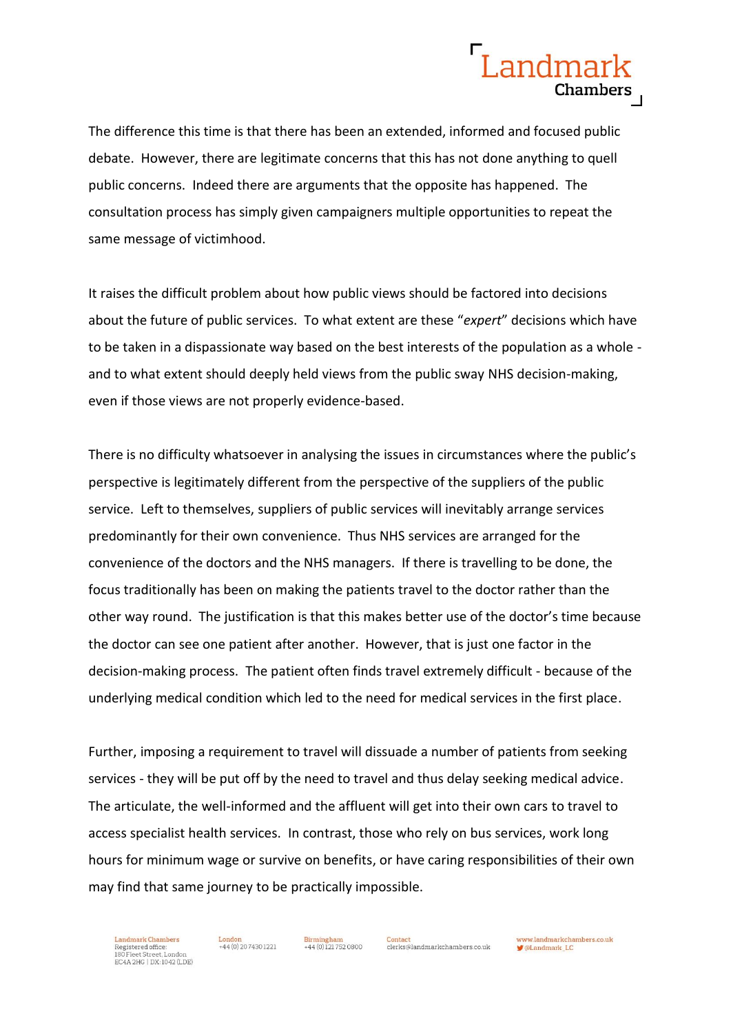The difference this time is that there has been an extended, informed and focused public debate. However, there are legitimate concerns that this has not done anything to quell public concerns. Indeed there are arguments that the opposite has happened. The consultation process has simply given campaigners multiple opportunities to repeat the same message of victimhood.

It raises the difficult problem about how public views should be factored into decisions about the future of public services. To what extent are these "*expert*" decisions which have to be taken in a dispassionate way based on the best interests of the population as a whole - and to what extent should deeply held views from the public sway NHS decision-making, even if those views are not properly evidence-based.

There is no difficulty whatsoever in analysing the issues in circumstances where the public's perspective is legitimately different from the perspective of the suppliers of the public service. Left to themselves, suppliers of public services will inevitably arrange services predominantly for their own convenience. Thus NHS services are arranged for the convenience of the doctors and the NHS managers. If there is travelling to be done, the focus traditionally has been on making the patients travel to the doctor rather than the other way round. The justification is that this makes better use of the doctor's time because the doctor can see one patient after another. However, that is just one factor in the decision-making process. The patient often finds travel extremely difficult - because of the underlying medical condition which led to the need for medical services in the first place.

Further, imposing a requirement to travel will dissuade a number of patients from seeking services - they will be put off by the need to travel and thus delay seeking medical advice. The articulate, the well-informed and the affluent will get into their own cars to travel to access specialist health services. In contrast, those who rely on bus services, work long hours for minimum wage or survive on benefits, or have caring responsibilities of their own may find that same journey to be practically impossible.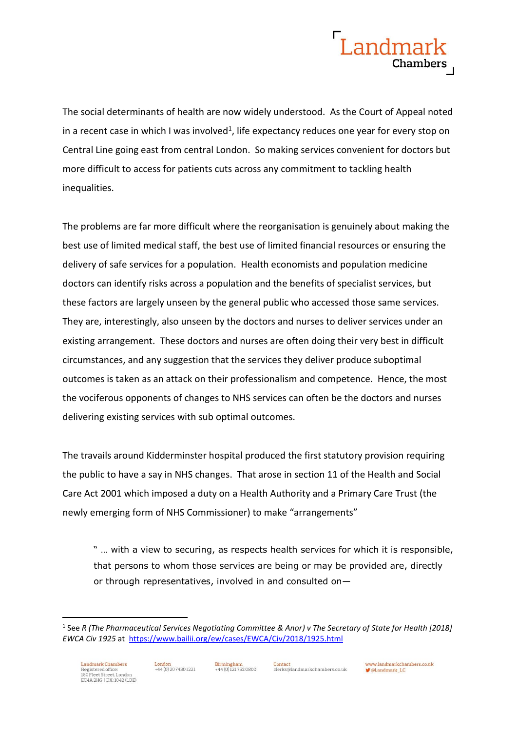The social determinants of health are now widely understood. As the Court of Appeal noted in a recent case in which I was involved[1], life expectancy reduces one year for every stop on Central Line going east from central London. So making services convenient for doctors but more difficult to access for patients cuts across any commitment to tackling health inequalities.

The problems are far more difficult where the reorganisation is genuinely about making the best use of limited medical staff, the best use of limited financial resources or ensuring the delivery of safe services for a population. Health economists and population medicine doctors can identify risks across a population and the benefits of specialist services, but these factors are largely unseen by the general public who accessed those same services. They are, interestingly, also unseen by the doctors and nurses to deliver services under an existing arrangement. These doctors and nurses are often doing their very best in difficult circumstances, and any suggestion that the services they deliver produce suboptimal outcomes is taken as an attack on their professionalism and competence. Hence, the most the vociferous opponents of changes to NHS services can often be the doctors and nurses delivering existing services with sub optimal outcomes.

The travails around Kidderminster hospital produced the first statutory provision requiring the public to have a say in NHS changes. That arose in section 11 of the Health and Social Care Act 2001 which imposed a duty on a Health Authority and a Primary Care Trust (the newly emerging form of NHS Commissioner) to make "arrangements"

> " … with a view to securing, as respects health services for which it is responsible, that persons to whom those services are being or may be provided are, directly or through representatives, involved in and consulted on—

[1] See *R (The Pharmaceutical Services Negotiating Committee & Anor) v The Secretary of State for Health [2018] EWCA Civ 1925* at https://www.bailii.org/ew/cases/EWCA/Civ/2018/1925.html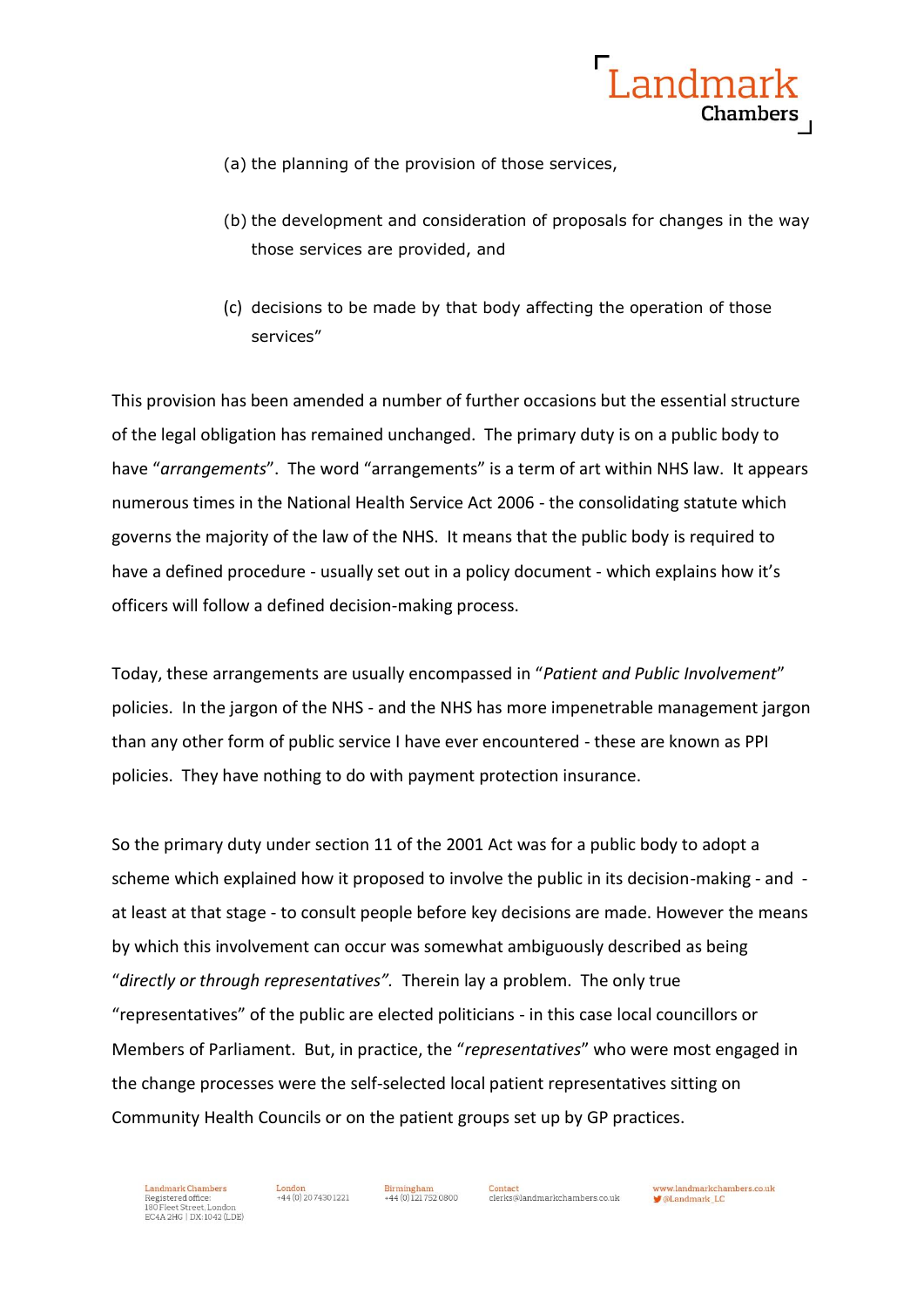(a) the planning of the provision of those services,

(b) the development and consideration of proposals for changes in the way those services are provided, and

(c) decisions to be made by that body affecting the operation of those services"

This provision has been amended a number of further occasions but the essential structure of the legal obligation has remained unchanged. The primary duty is on a public body to have "*arrangements*". The word "arrangements" is a term of art within NHS law. It appears numerous times in the National Health Service Act 2006 - the consolidating statute which governs the majority of the law of the NHS. It means that the public body is required to have a defined procedure - usually set out in a policy document - which explains how it's officers will follow a defined decision-making process.

Today, these arrangements are usually encompassed in "*Patient and Public Involvement*" policies. In the jargon of the NHS - and the NHS has more impenetrable management jargon than any other form of public service I have ever encountered - these are known as PPI policies. They have nothing to do with payment protection insurance.

So the primary duty under section 11 of the 2001 Act was for a public body to adopt a scheme which explained how it proposed to involve the public in its decision-making - and - at least at that stage - to consult people before key decisions are made. However the means by which this involvement can occur was somewhat ambiguously described as being "*directly or through representatives".* Therein lay a problem. The only true "representatives" of the public are elected politicians - in this case local councillors or Members of Parliament. But, in practice, the "*representatives*" who were most engaged in the change processes were the self-selected local patient representatives sitting on Community Health Councils or on the patient groups set up by GP practices.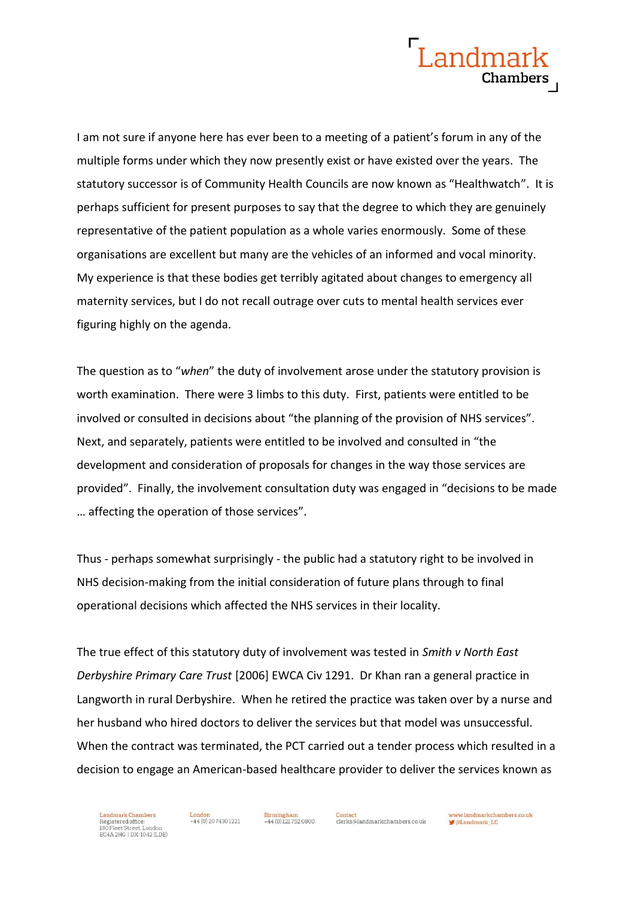I am not sure if anyone here has ever been to a meeting of a patient's forum in any of the multiple forms under which they now presently exist or have existed over the years. The statutory successor is of Community Health Councils are now known as "Healthwatch". It is perhaps sufficient for present purposes to say that the degree to which they are genuinely representative of the patient population as a whole varies enormously. Some of these organisations are excellent but many are the vehicles of an informed and vocal minority. My experience is that these bodies get terribly agitated about changes to emergency all maternity services, but I do not recall outrage over cuts to mental health services ever figuring highly on the agenda.

The question as to "*when*" the duty of involvement arose under the statutory provision is worth examination. There were 3 limbs to this duty. First, patients were entitled to be involved or consulted in decisions about "the planning of the provision of NHS services". Next, and separately, patients were entitled to be involved and consulted in "the development and consideration of proposals for changes in the way those services are provided". Finally, the involvement consultation duty was engaged in "decisions to be made … affecting the operation of those services".

Thus - perhaps somewhat surprisingly - the public had a statutory right to be involved in NHS decision-making from the initial consideration of future plans through to final operational decisions which affected the NHS services in their locality.

The true effect of this statutory duty of involvement was tested in *Smith v North East Derbyshire Primary Care Trust* [2006] EWCA Civ 1291. Dr Khan ran a general practice in Langworth in rural Derbyshire. When he retired the practice was taken over by a nurse and her husband who hired doctors to deliver the services but that model was unsuccessful. When the contract was terminated, the PCT carried out a tender process which resulted in a decision to engage an American-based healthcare provider to deliver the services known as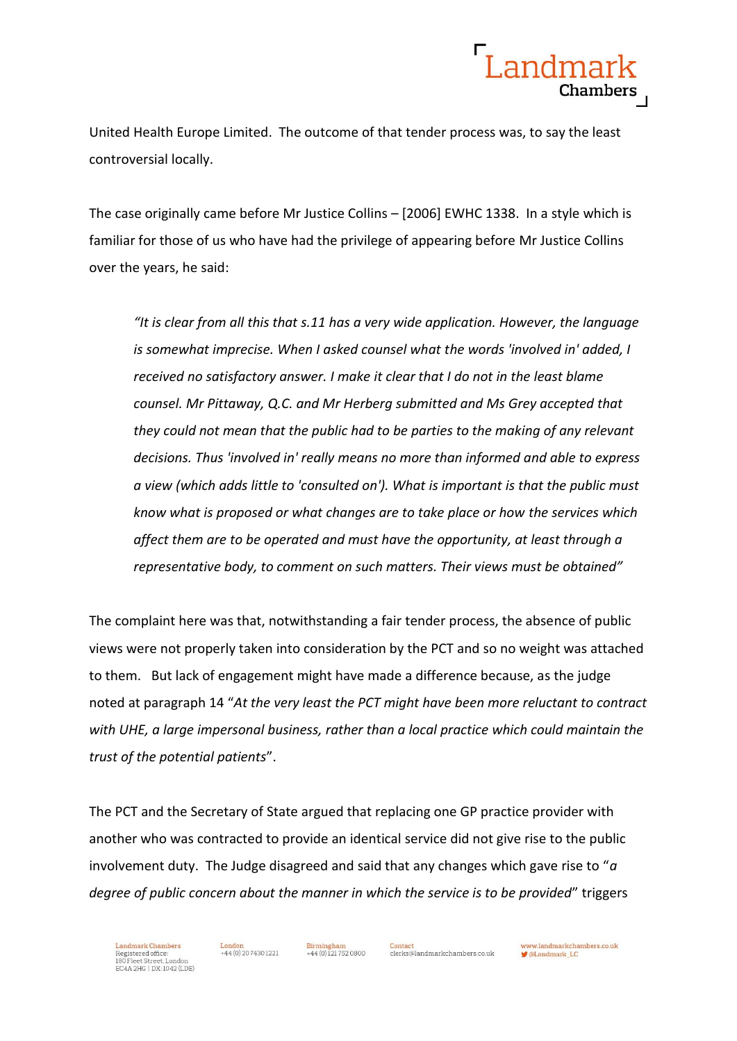United Health Europe Limited. The outcome of that tender process was, to say the least controversial locally.

The case originally came before Mr Justice Collins – [2006] EWHC 1338. In a style which is familiar for those of us who have had the privilege of appearing before Mr Justice Collins over the years, he said:

> *"It is clear from all this that s.11 has a very wide application. However, the language is somewhat imprecise. When I asked counsel what the words 'involved in' added, I received no satisfactory answer. I make it clear that I do not in the least blame counsel. Mr Pittaway, Q.C. and Mr Herberg submitted and Ms Grey accepted that they could not mean that the public had to be parties to the making of any relevant decisions. Thus 'involved in' really means no more than informed and able to express a view (which adds little to 'consulted on'). What is important is that the public must know what is proposed or what changes are to take place or how the services which affect them are to be operated and must have the opportunity, at least through a representative body, to comment on such matters. Their views must be obtained"*

The complaint here was that, notwithstanding a fair tender process, the absence of public views were not properly taken into consideration by the PCT and so no weight was attached to them. But lack of engagement might have made a difference because, as the judge noted at paragraph 14 "*At the very least the PCT might have been more reluctant to contract with UHE, a large impersonal business, rather than a local practice which could maintain the trust of the potential patients*".

The PCT and the Secretary of State argued that replacing one GP practice provider with another who was contracted to provide an identical service did not give rise to the public involvement duty. The Judge disagreed and said that any changes which gave rise to "*a degree of public concern about the manner in which the service is to be provided*" triggers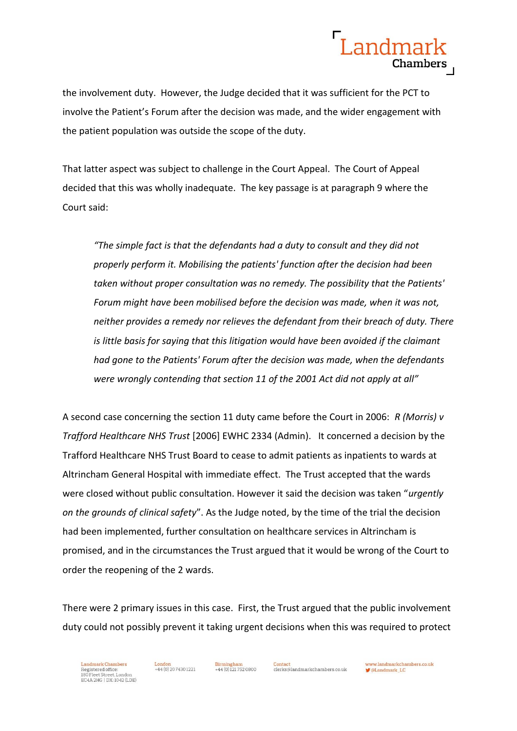the involvement duty. However, the Judge decided that it was sufficient for the PCT to involve the Patient's Forum after the decision was made, and the wider engagement with the patient population was outside the scope of the duty.

That latter aspect was subject to challenge in the Court Appeal. The Court of Appeal decided that this was wholly inadequate. The key passage is at paragraph 9 where the Court said:

> *"The simple fact is that the defendants had a duty to consult and they did not properly perform it. Mobilising the patients' function after the decision had been taken without proper consultation was no remedy. The possibility that the Patients' Forum might have been mobilised before the decision was made, when it was not, neither provides a remedy nor relieves the defendant from their breach of duty. There is little basis for saying that this litigation would have been avoided if the claimant had gone to the Patients' Forum after the decision was made, when the defendants were wrongly contending that section 11 of the 2001 Act did not apply at all"*

A second case concerning the section 11 duty came before the Court in 2006: *R (Morris) v Trafford Healthcare NHS Trust* [2006] EWHC 2334 (Admin). It concerned a decision by the Trafford Healthcare NHS Trust Board to cease to admit patients as inpatients to wards at Altrincham General Hospital with immediate effect. The Trust accepted that the wards were closed without public consultation. However it said the decision was taken "*urgently on the grounds of clinical safety*". As the Judge noted, by the time of the trial the decision had been implemented, further consultation on healthcare services in Altrincham is promised, and in the circumstances the Trust argued that it would be wrong of the Court to order the reopening of the 2 wards.

There were 2 primary issues in this case. First, the Trust argued that the public involvement duty could not possibly prevent it taking urgent decisions when this was required to protect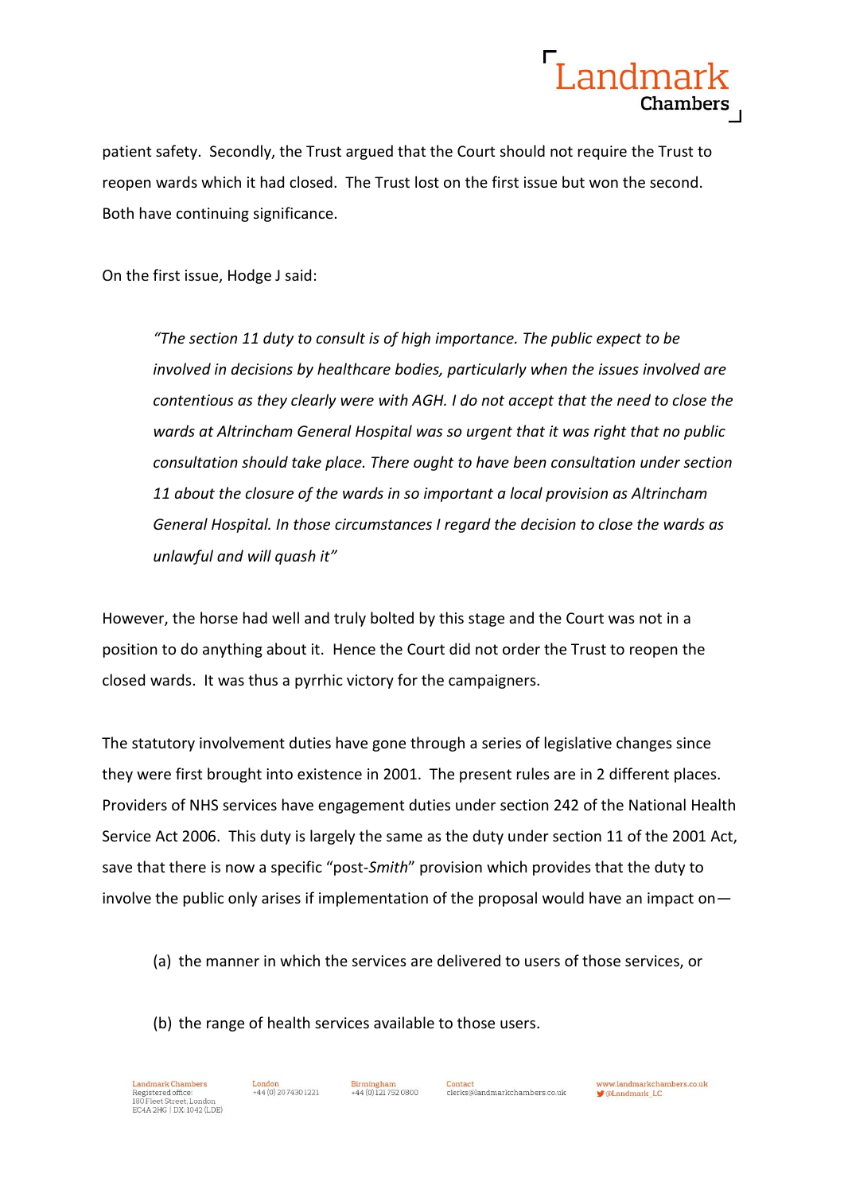patient safety. Secondly, the Trust argued that the Court should not require the Trust to reopen wards which it had closed. The Trust lost on the first issue but won the second. Both have continuing significance.

On the first issue, Hodge J said:

> *"The section 11 duty to consult is of high importance. The public expect to be involved in decisions by healthcare bodies, particularly when the issues involved are contentious as they clearly were with AGH. I do not accept that the need to close the wards at Altrincham General Hospital was so urgent that it was right that no public consultation should take place. There ought to have been consultation under section 11 about the closure of the wards in so important a local provision as Altrincham General Hospital. In those circumstances I regard the decision to close the wards as unlawful and will quash it"*

However, the horse had well and truly bolted by this stage and the Court was not in a position to do anything about it. Hence the Court did not order the Trust to reopen the closed wards. It was thus a pyrrhic victory for the campaigners.

The statutory involvement duties have gone through a series of legislative changes since they were first brought into existence in 2001. The present rules are in 2 different places. Providers of NHS services have engagement duties under section 242 of the National Health Service Act 2006. This duty is largely the same as the duty under section 11 of the 2001 Act, save that there is now a specific "post-*Smith*" provision which provides that the duty to involve the public only arises if implementation of the proposal would have an impact on—

> (a) the manner in which the services are delivered to users of those services, or
>
> (b) the range of health services available to those users.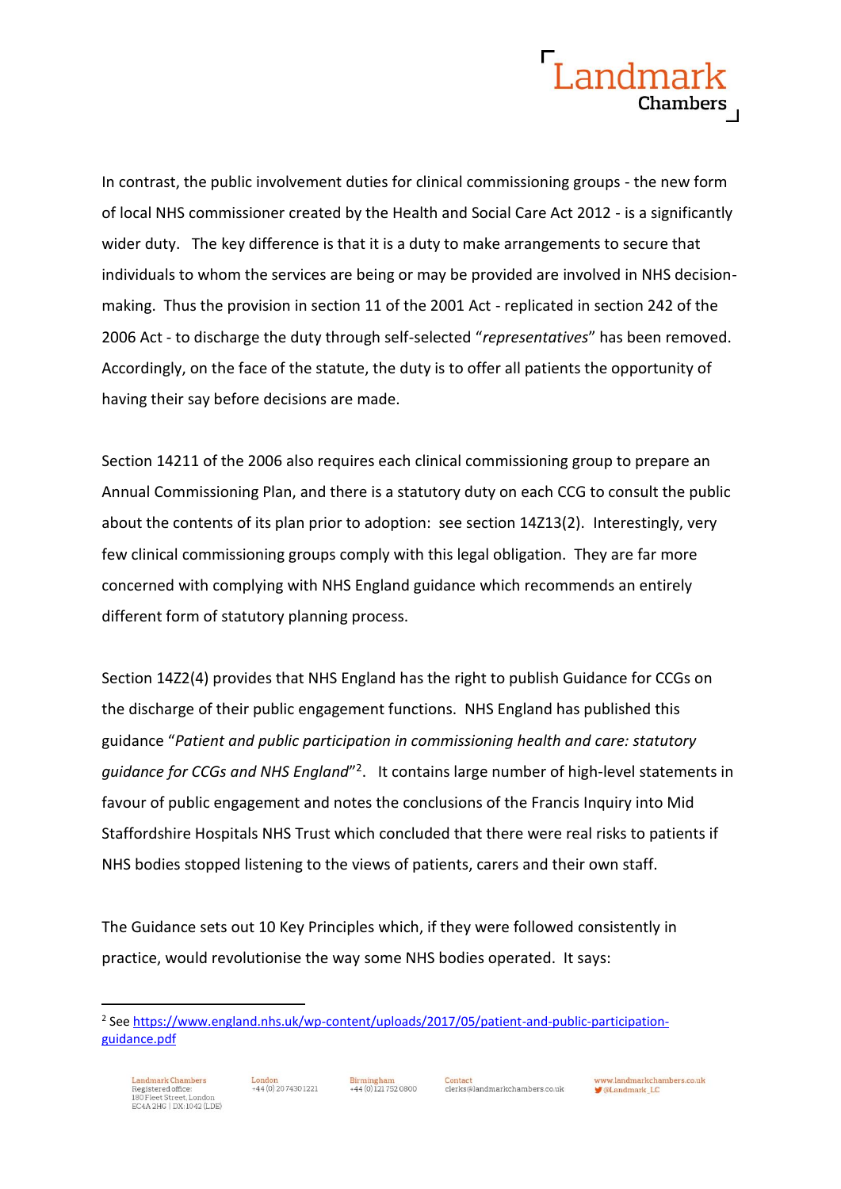In contrast, the public involvement duties for clinical commissioning groups - the new form of local NHS commissioner created by the Health and Social Care Act 2012 - is a significantly wider duty. The key difference is that it is a duty to make arrangements to secure that individuals to whom the services are being or may be provided are involved in NHS decision-making. Thus the provision in section 11 of the 2001 Act - replicated in section 242 of the 2006 Act - to discharge the duty through self-selected "*representatives*" has been removed. Accordingly, on the face of the statute, the duty is to offer all patients the opportunity of having their say before decisions are made.

Section 14211 of the 2006 also requires each clinical commissioning group to prepare an Annual Commissioning Plan, and there is a statutory duty on each CCG to consult the public about the contents of its plan prior to adoption: see section 14Z13(2). Interestingly, very few clinical commissioning groups comply with this legal obligation. They are far more concerned with complying with NHS England guidance which recommends an entirely different form of statutory planning process.

Section 14Z2(4) provides that NHS England has the right to publish Guidance for CCGs on the discharge of their public engagement functions. NHS England has published this guidance "*Patient and public participation in commissioning health and care: statutory guidance for CCGs and NHS England*"[2]. It contains large number of high-level statements in favour of public engagement and notes the conclusions of the Francis Inquiry into Mid Staffordshire Hospitals NHS Trust which concluded that there were real risks to patients if NHS bodies stopped listening to the views of patients, carers and their own staff.

The Guidance sets out 10 Key Principles which, if they were followed consistently in practice, would revolutionise the way some NHS bodies operated. It says:

[2] See https://www.england.nhs.uk/wp-content/uploads/2017/05/patient-and-public-participation-guidance.pdf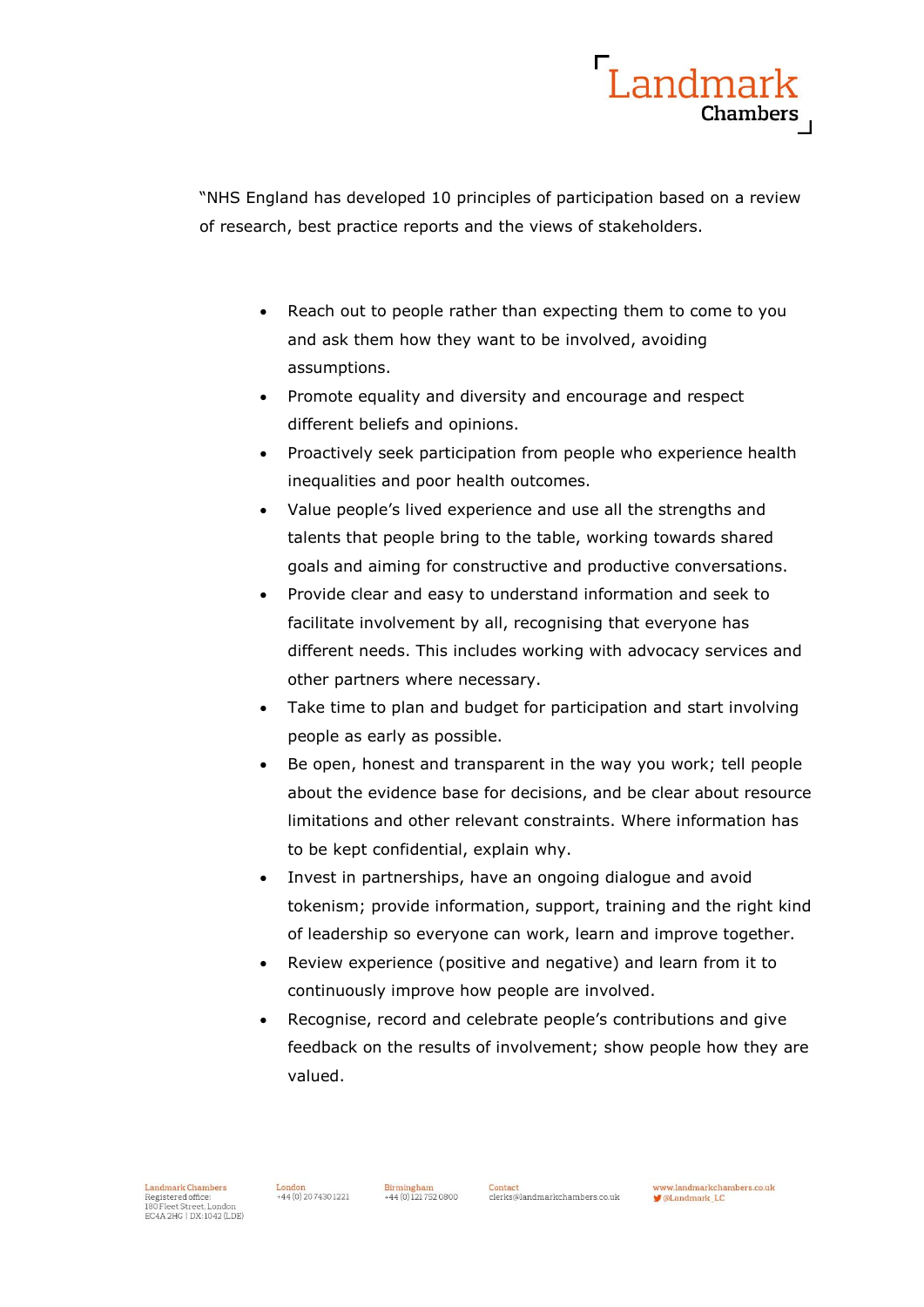"NHS England has developed 10 principles of participation based on a review of research, best practice reports and the views of stakeholders.

- Reach out to people rather than expecting them to come to you and ask them how they want to be involved, avoiding assumptions.
- Promote equality and diversity and encourage and respect different beliefs and opinions.
- Proactively seek participation from people who experience health inequalities and poor health outcomes.
- Value people's lived experience and use all the strengths and talents that people bring to the table, working towards shared goals and aiming for constructive and productive conversations.
- Provide clear and easy to understand information and seek to facilitate involvement by all, recognising that everyone has different needs. This includes working with advocacy services and other partners where necessary.
- Take time to plan and budget for participation and start involving people as early as possible.
- Be open, honest and transparent in the way you work; tell people about the evidence base for decisions, and be clear about resource limitations and other relevant constraints. Where information has to be kept confidential, explain why.
- Invest in partnerships, have an ongoing dialogue and avoid tokenism; provide information, support, training and the right kind of leadership so everyone can work, learn and improve together.
- Review experience (positive and negative) and learn from it to continuously improve how people are involved.
- Recognise, record and celebrate people's contributions and give feedback on the results of involvement; show people how they are valued.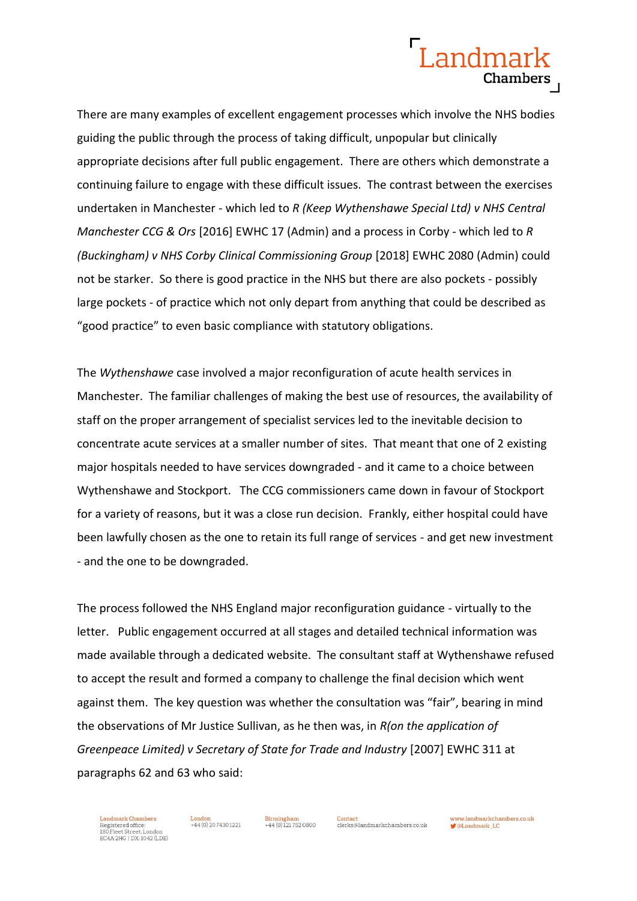There are many examples of excellent engagement processes which involve the NHS bodies guiding the public through the process of taking difficult, unpopular but clinically appropriate decisions after full public engagement. There are others which demonstrate a continuing failure to engage with these difficult issues. The contrast between the exercises undertaken in Manchester - which led to *R (Keep Wythenshawe Special Ltd) v NHS Central Manchester CCG & Ors* [2016] EWHC 17 (Admin) and a process in Corby - which led to *R (Buckingham) v NHS Corby Clinical Commissioning Group* [2018] EWHC 2080 (Admin) could not be starker. So there is good practice in the NHS but there are also pockets - possibly large pockets - of practice which not only depart from anything that could be described as "good practice" to even basic compliance with statutory obligations.

The *Wythenshawe* case involved a major reconfiguration of acute health services in Manchester. The familiar challenges of making the best use of resources, the availability of staff on the proper arrangement of specialist services led to the inevitable decision to concentrate acute services at a smaller number of sites. That meant that one of 2 existing major hospitals needed to have services downgraded - and it came to a choice between Wythenshawe and Stockport. The CCG commissioners came down in favour of Stockport for a variety of reasons, but it was a close run decision. Frankly, either hospital could have been lawfully chosen as the one to retain its full range of services - and get new investment - and the one to be downgraded.

The process followed the NHS England major reconfiguration guidance - virtually to the letter. Public engagement occurred at all stages and detailed technical information was made available through a dedicated website. The consultant staff at Wythenshawe refused to accept the result and formed a company to challenge the final decision which went against them. The key question was whether the consultation was "fair", bearing in mind the observations of Mr Justice Sullivan, as he then was, in *R(on the application of Greenpeace Limited) v Secretary of State for Trade and Industry* [2007] EWHC 311 at paragraphs 62 and 63 who said: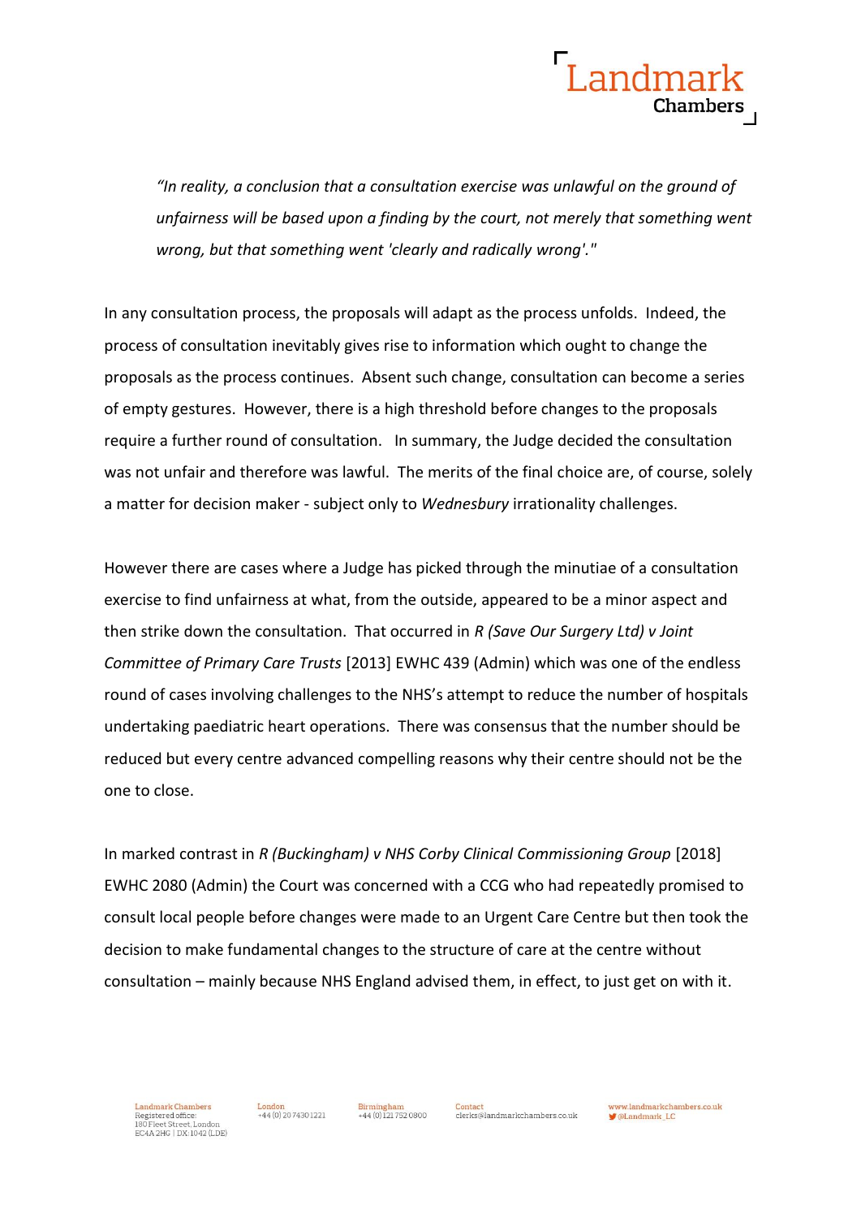> *"In reality, a conclusion that a consultation exercise was unlawful on the ground of unfairness will be based upon a finding by the court, not merely that something went wrong, but that something went 'clearly and radically wrong'."*

In any consultation process, the proposals will adapt as the process unfolds. Indeed, the process of consultation inevitably gives rise to information which ought to change the proposals as the process continues. Absent such change, consultation can become a series of empty gestures. However, there is a high threshold before changes to the proposals require a further round of consultation. In summary, the Judge decided the consultation was not unfair and therefore was lawful. The merits of the final choice are, of course, solely a matter for decision maker - subject only to *Wednesbury* irrationality challenges.

However there are cases where a Judge has picked through the minutiae of a consultation exercise to find unfairness at what, from the outside, appeared to be a minor aspect and then strike down the consultation. That occurred in *R (Save Our Surgery Ltd) v Joint Committee of Primary Care Trusts* [2013] EWHC 439 (Admin) which was one of the endless round of cases involving challenges to the NHS's attempt to reduce the number of hospitals undertaking paediatric heart operations. There was consensus that the number should be reduced but every centre advanced compelling reasons why their centre should not be the one to close.

In marked contrast in *R (Buckingham) v NHS Corby Clinical Commissioning Group* [2018] EWHC 2080 (Admin) the Court was concerned with a CCG who had repeatedly promised to consult local people before changes were made to an Urgent Care Centre but then took the decision to make fundamental changes to the structure of care at the centre without consultation – mainly because NHS England advised them, in effect, to just get on with it.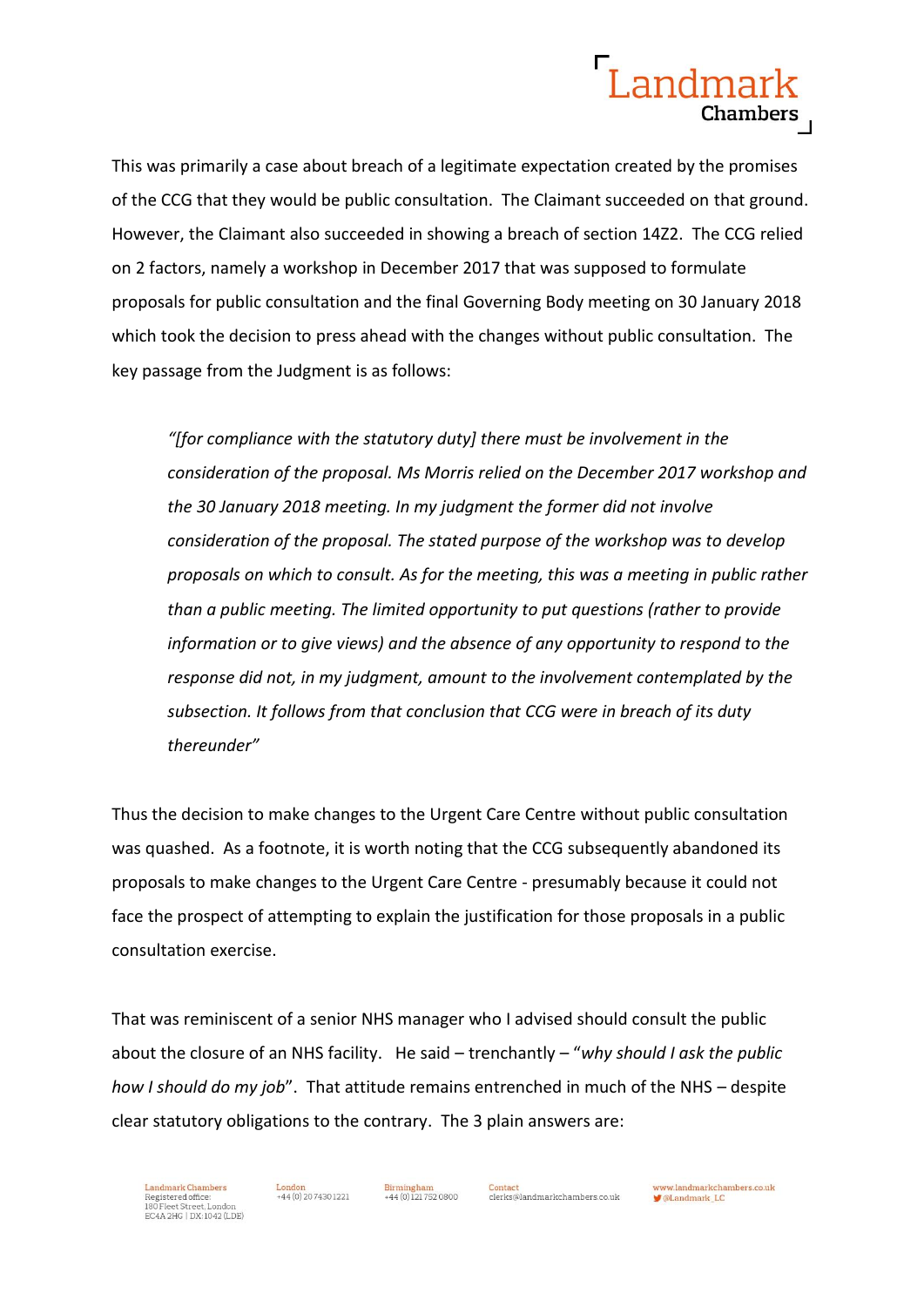This was primarily a case about breach of a legitimate expectation created by the promises of the CCG that they would be public consultation. The Claimant succeeded on that ground. However, the Claimant also succeeded in showing a breach of section 14Z2. The CCG relied on 2 factors, namely a workshop in December 2017 that was supposed to formulate proposals for public consultation and the final Governing Body meeting on 30 January 2018 which took the decision to press ahead with the changes without public consultation. The key passage from the Judgment is as follows:

> *"[for compliance with the statutory duty] there must be involvement in the consideration of the proposal. Ms Morris relied on the December 2017 workshop and the 30 January 2018 meeting. In my judgment the former did not involve consideration of the proposal. The stated purpose of the workshop was to develop proposals on which to consult. As for the meeting, this was a meeting in public rather than a public meeting. The limited opportunity to put questions (rather to provide information or to give views) and the absence of any opportunity to respond to the response did not, in my judgment, amount to the involvement contemplated by the subsection. It follows from that conclusion that CCG were in breach of its duty thereunder"*

Thus the decision to make changes to the Urgent Care Centre without public consultation was quashed. As a footnote, it is worth noting that the CCG subsequently abandoned its proposals to make changes to the Urgent Care Centre - presumably because it could not face the prospect of attempting to explain the justification for those proposals in a public consultation exercise.

That was reminiscent of a senior NHS manager who I advised should consult the public about the closure of an NHS facility. He said – trenchantly – "*why should I ask the public how I should do my job*". That attitude remains entrenched in much of the NHS – despite clear statutory obligations to the contrary. The 3 plain answers are: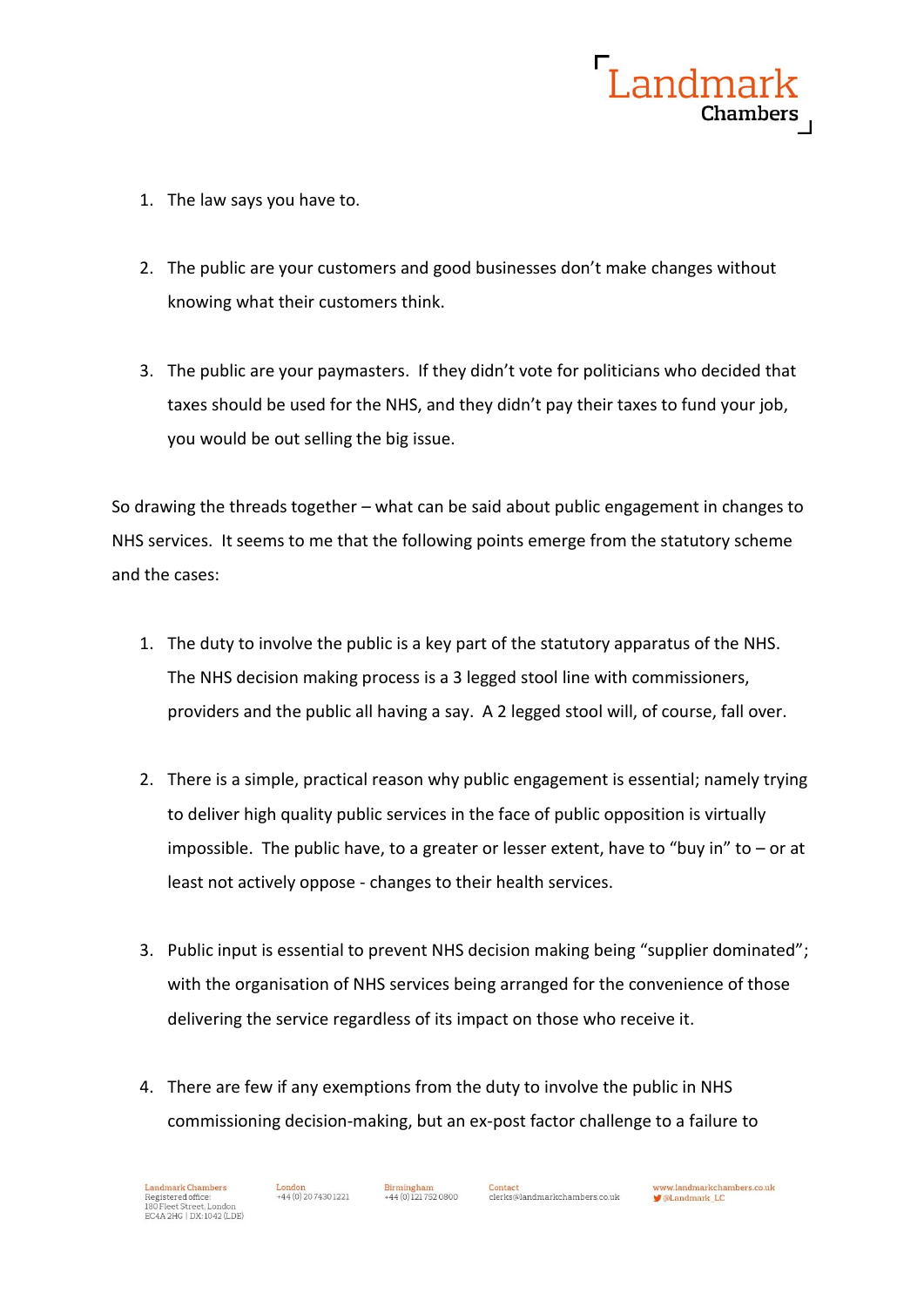1. The law says you have to.

2. The public are your customers and good businesses don't make changes without knowing what their customers think.

3. The public are your paymasters. If they didn't vote for politicians who decided that taxes should be used for the NHS, and they didn't pay their taxes to fund your job, you would be out selling the big issue.

So drawing the threads together – what can be said about public engagement in changes to NHS services. It seems to me that the following points emerge from the statutory scheme and the cases:

1. The duty to involve the public is a key part of the statutory apparatus of the NHS. The NHS decision making process is a 3 legged stool line with commissioners, providers and the public all having a say. A 2 legged stool will, of course, fall over.

2. There is a simple, practical reason why public engagement is essential; namely trying to deliver high quality public services in the face of public opposition is virtually impossible. The public have, to a greater or lesser extent, have to "buy in" to – or at least not actively oppose - changes to their health services.

3. Public input is essential to prevent NHS decision making being "supplier dominated"; with the organisation of NHS services being arranged for the convenience of those delivering the service regardless of its impact on those who receive it.

4. There are few if any exemptions from the duty to involve the public in NHS commissioning decision-making, but an ex-post factor challenge to a failure to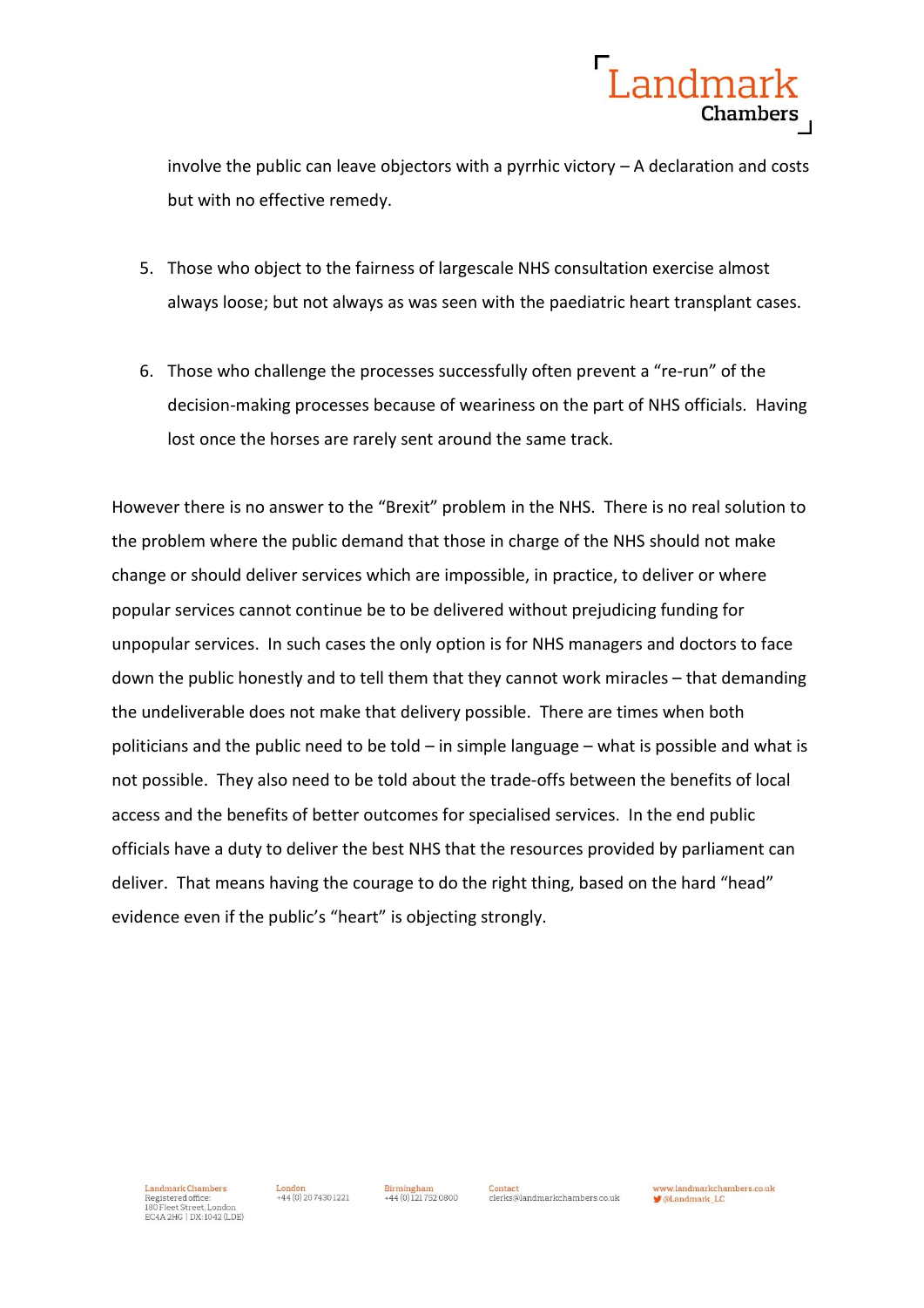involve the public can leave objectors with a pyrrhic victory – A declaration and costs but with no effective remedy.

5. Those who object to the fairness of largescale NHS consultation exercise almost always loose; but not always as was seen with the paediatric heart transplant cases.

6. Those who challenge the processes successfully often prevent a "re-run" of the decision-making processes because of weariness on the part of NHS officials. Having lost once the horses are rarely sent around the same track.

However there is no answer to the "Brexit" problem in the NHS. There is no real solution to the problem where the public demand that those in charge of the NHS should not make change or should deliver services which are impossible, in practice, to deliver or where popular services cannot continue be to be delivered without prejudicing funding for unpopular services. In such cases the only option is for NHS managers and doctors to face down the public honestly and to tell them that they cannot work miracles – that demanding the undeliverable does not make that delivery possible. There are times when both politicians and the public need to be told – in simple language – what is possible and what is not possible. They also need to be told about the trade-offs between the benefits of local access and the benefits of better outcomes for specialised services. In the end public officials have a duty to deliver the best NHS that the resources provided by parliament can deliver. That means having the courage to do the right thing, based on the hard "head" evidence even if the public's "heart" is objecting strongly.